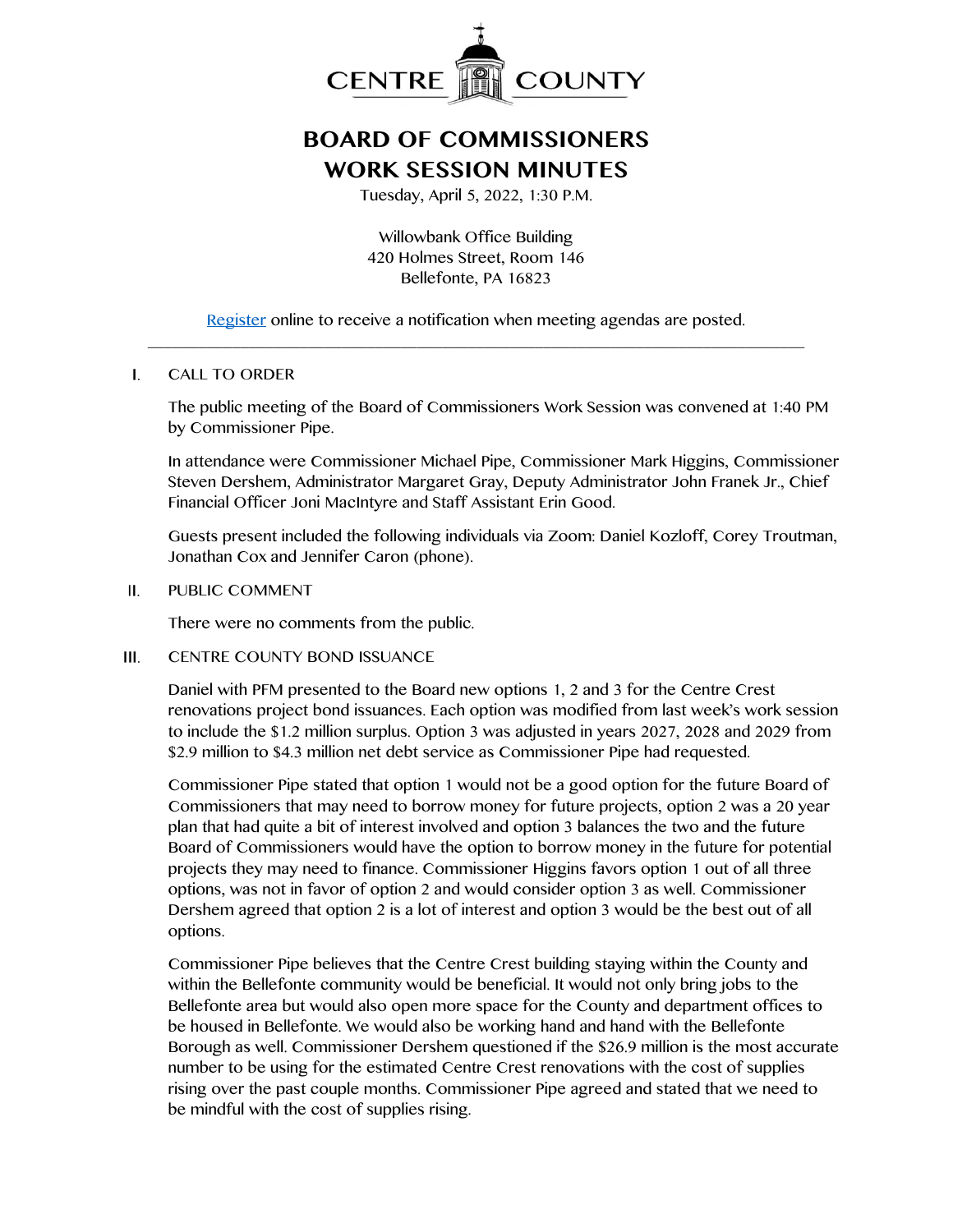# CENTRE COUNTY

## BOARD OF COMMISSIONERS
## WORK SESSION MINUTES

Tuesday, April 5, 2022, 1:30 P.M.

Willowbank Office Building
420 Holmes Street, Room 146
Bellefonte, PA 16823

Register online to receive a notification when meeting agendas are posted.

---

I. CALL TO ORDER

The public meeting of the Board of Commissioners Work Session was convened at 1:40 PM by Commissioner Pipe.

In attendance were Commissioner Michael Pipe, Commissioner Mark Higgins, Commissioner Steven Dershem, Administrator Margaret Gray, Deputy Administrator John Franek Jr., Chief Financial Officer Joni MacIntyre and Staff Assistant Erin Good.

Guests present included the following individuals via Zoom: Daniel Kozloff, Corey Troutman, Jonathan Cox and Jennifer Caron (phone).

II. PUBLIC COMMENT

There were no comments from the public.

III. CENTRE COUNTY BOND ISSUANCE

Daniel with PFM presented to the Board new options 1, 2 and 3 for the Centre Crest renovations project bond issuances. Each option was modified from last week's work session to include the $1.2 million surplus. Option 3 was adjusted in years 2027, 2028 and 2029 from $2.9 million to $4.3 million net debt service as Commissioner Pipe had requested.

Commissioner Pipe stated that option 1 would not be a good option for the future Board of Commissioners that may need to borrow money for future projects, option 2 was a 20 year plan that had quite a bit of interest involved and option 3 balances the two and the future Board of Commissioners would have the option to borrow money in the future for potential projects they may need to finance. Commissioner Higgins favors option 1 out of all three options, was not in favor of option 2 and would consider option 3 as well. Commissioner Dershem agreed that option 2 is a lot of interest and option 3 would be the best out of all options.

Commissioner Pipe believes that the Centre Crest building staying within the County and within the Bellefonte community would be beneficial. It would not only bring jobs to the Bellefonte area but would also open more space for the County and department offices to be housed in Bellefonte. We would also be working hand and hand with the Bellefonte Borough as well. Commissioner Dershem questioned if the $26.9 million is the most accurate number to be using for the estimated Centre Crest renovations with the cost of supplies rising over the past couple months. Commissioner Pipe agreed and stated that we need to be mindful with the cost of supplies rising.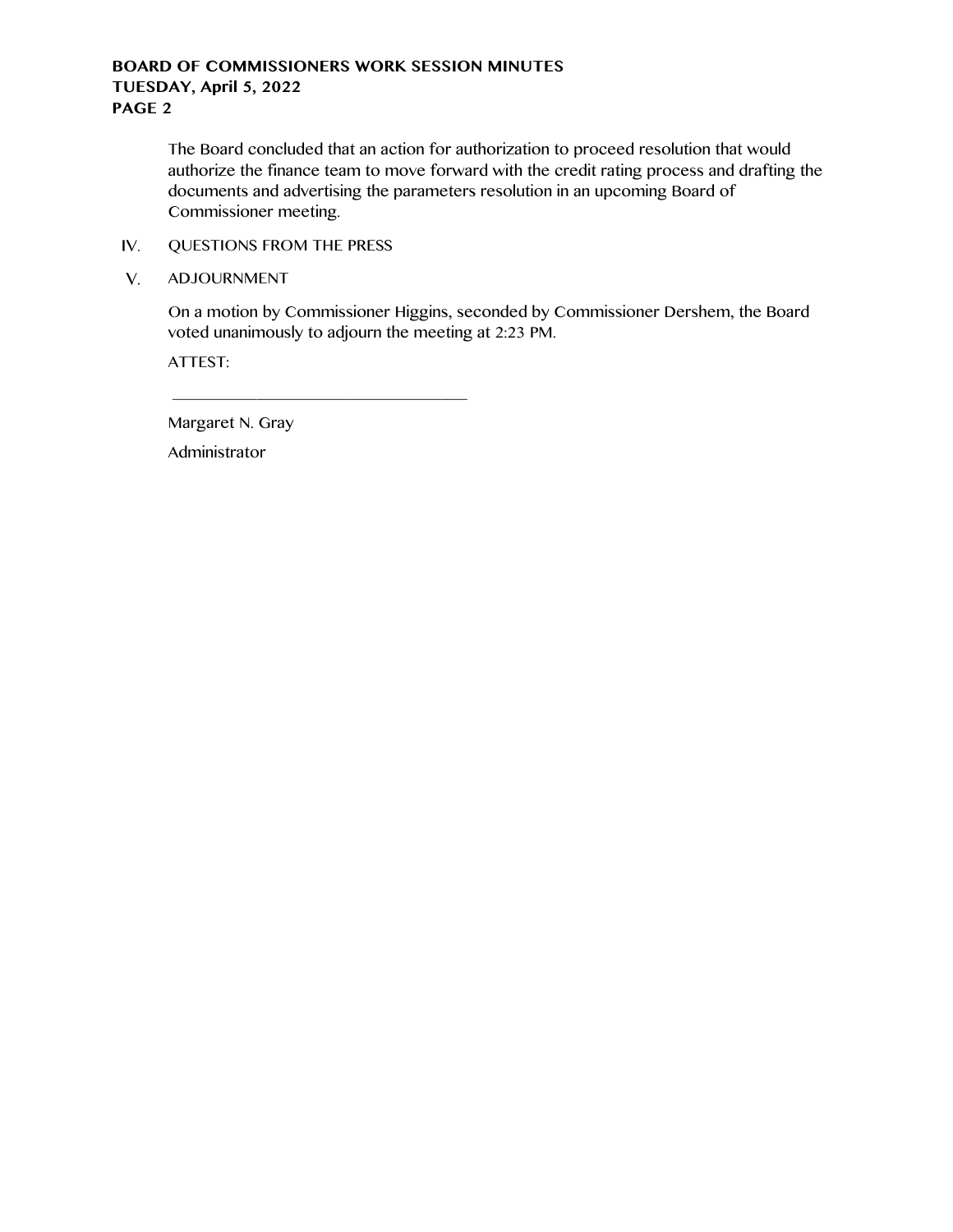The Board concluded that an action for authorization to proceed resolution that would authorize the finance team to move forward with the credit rating process and drafting the documents and advertising the parameters resolution in an upcoming Board of Commissioner meeting.

IV. QUESTIONS FROM THE PRESS

V. ADJOURNMENT

On a motion by Commissioner Higgins, seconded by Commissioner Dershem, the Board voted unanimously to adjourn the meeting at 2:23 PM.

ATTEST:

\_\_\_\_\_\_\_\_\_\_\_\_\_\_\_\_\_\_\_\_\_\_\_\_\_\_\_\_\_\_\_\_\_\_

Margaret N. Gray

Administrator